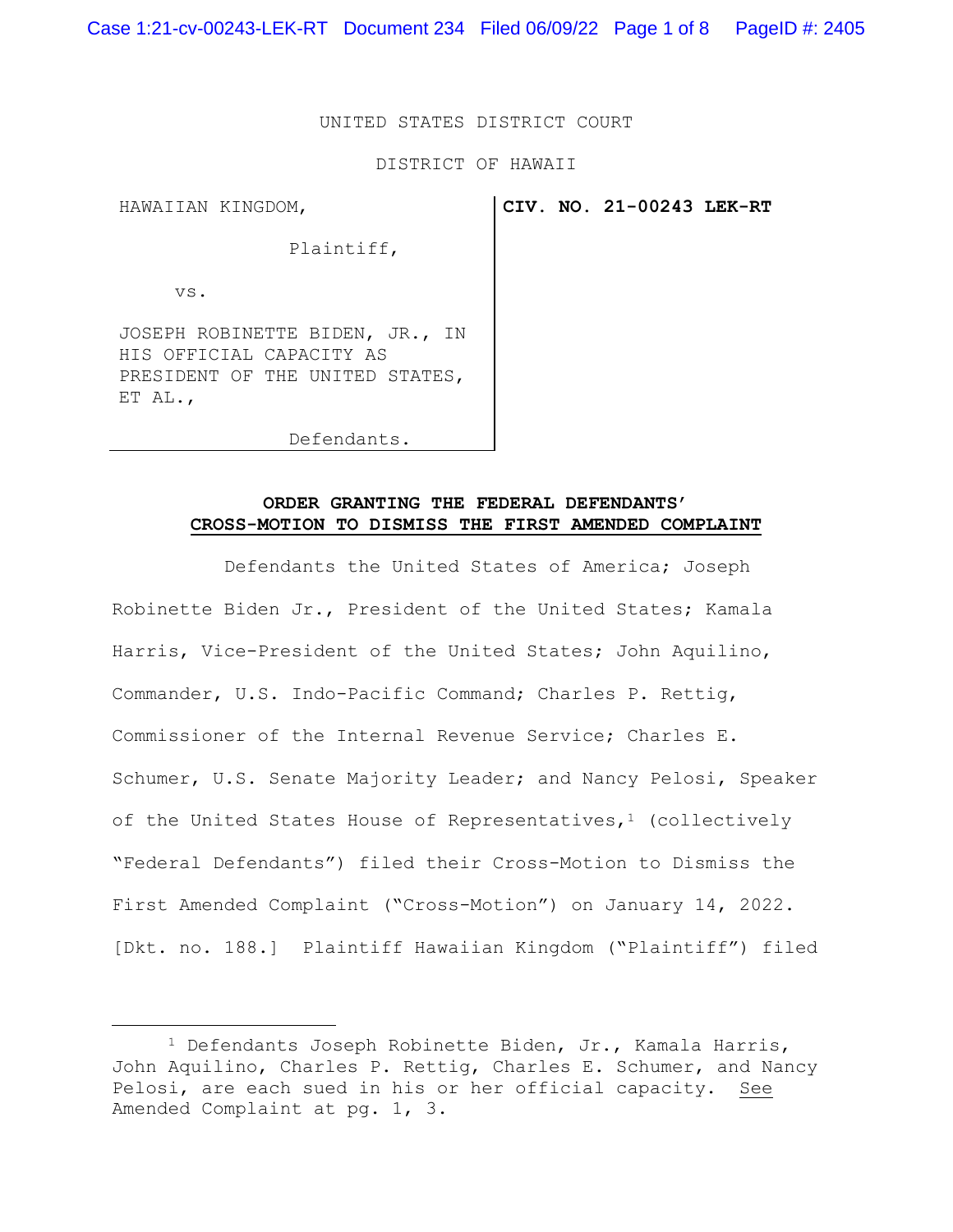UNITED STATES DISTRICT COURT

DISTRICT OF HAWAII

| HAWAIIAN KINGDOM, Plaintiff, vs. JOSEPH ROBINETTE BIDEN, JR., IN HIS OFFICIAL CAPACITY AS PRESIDENT OF THE UNITED STATES, ET AL., Defendants. | **CIV. NO. 21-00243 LEK-RT** |
| --- | --- |

**ORDER GRANTING THE FEDERAL DEFENDANTS' CROSS-MOTION TO DISMISS THE FIRST AMENDED COMPLAINT**

Defendants the United States of America; Joseph Robinette Biden Jr., President of the United States; Kamala Harris, Vice-President of the United States; John Aquilino, Commander, U.S. Indo-Pacific Command; Charles P. Rettig, Commissioner of the Internal Revenue Service; Charles E. Schumer, U.S. Senate Majority Leader; and Nancy Pelosi, Speaker of the United States House of Representatives,[1] (collectively "Federal Defendants") filed their Cross-Motion to Dismiss the First Amended Complaint ("Cross-Motion") on January 14, 2022. [Dkt. no. 188.] Plaintiff Hawaiian Kingdom ("Plaintiff") filed

---

[1] Defendants Joseph Robinette Biden, Jr., Kamala Harris, John Aquilino, Charles P. Rettig, Charles E. Schumer, and Nancy Pelosi, are each sued in his or her official capacity. See Amended Complaint at pg. 1, 3.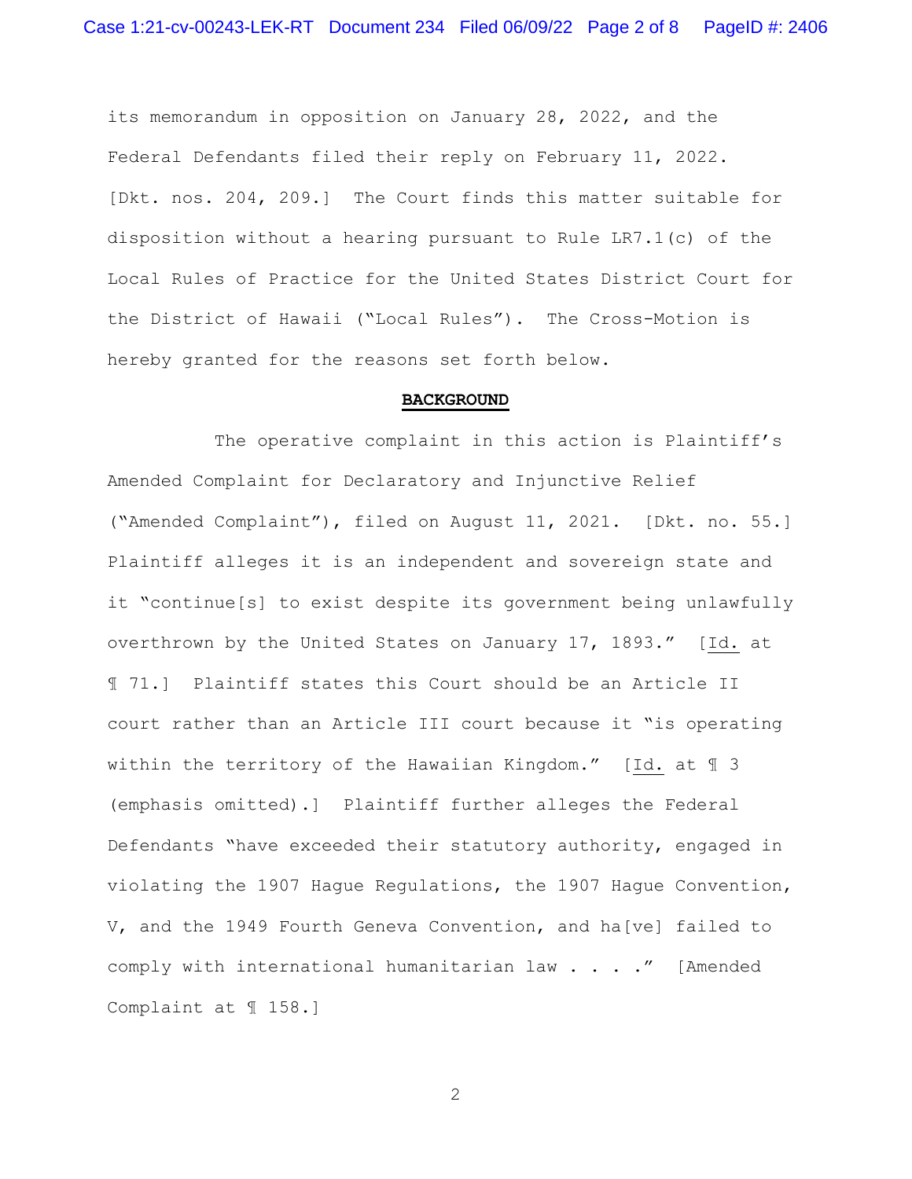its memorandum in opposition on January 28, 2022, and the Federal Defendants filed their reply on February 11, 2022. [Dkt. nos. 204, 209.] The Court finds this matter suitable for disposition without a hearing pursuant to Rule LR7.1(c) of the Local Rules of Practice for the United States District Court for the District of Hawaii ("Local Rules"). The Cross-Motion is hereby granted for the reasons set forth below.

## BACKGROUND

The operative complaint in this action is Plaintiff's Amended Complaint for Declaratory and Injunctive Relief ("Amended Complaint"), filed on August 11, 2021. [Dkt. no. 55.] Plaintiff alleges it is an independent and sovereign state and it "continue[s] to exist despite its government being unlawfully overthrown by the United States on January 17, 1893." [Id. at ¶ 71.] Plaintiff states this Court should be an Article II court rather than an Article III court because it "is operating within the territory of the Hawaiian Kingdom." [Id. at ¶ 3 (emphasis omitted).] Plaintiff further alleges the Federal Defendants "have exceeded their statutory authority, engaged in violating the 1907 Hague Regulations, the 1907 Hague Convention, V, and the 1949 Fourth Geneva Convention, and ha[ve] failed to comply with international humanitarian law . . . ." [Amended Complaint at ¶ 158.]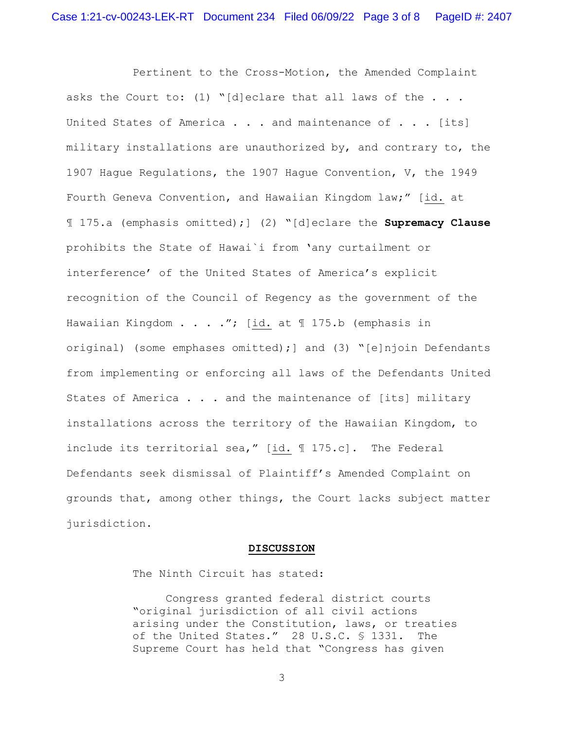Pertinent to the Cross-Motion, the Amended Complaint asks the Court to: (1) "[d]eclare that all laws of the . . . United States of America . . . and maintenance of . . . [its] military installations are unauthorized by, and contrary to, the 1907 Hague Regulations, the 1907 Hague Convention, V, the 1949 Fourth Geneva Convention, and Hawaiian Kingdom law;" [id. at ¶ 175.a (emphasis omitted);] (2) "[d]eclare the **Supremacy Clause** prohibits the State of Hawai`i from 'any curtailment or interference' of the United States of America's explicit recognition of the Council of Regency as the government of the Hawaiian Kingdom . . . ."; [id. at ¶ 175.b (emphasis in original) (some emphases omitted);] and (3) "[e]njoin Defendants from implementing or enforcing all laws of the Defendants United States of America . . . and the maintenance of [its] military installations across the territory of the Hawaiian Kingdom, to include its territorial sea," [id. ¶ 175.c]. The Federal Defendants seek dismissal of Plaintiff's Amended Complaint on grounds that, among other things, the Court lacks subject matter jurisdiction.

## DISCUSSION

The Ninth Circuit has stated:

> Congress granted federal district courts "original jurisdiction of all civil actions arising under the Constitution, laws, or treaties of the United States." 28 U.S.C. § 1331. The Supreme Court has held that "Congress has given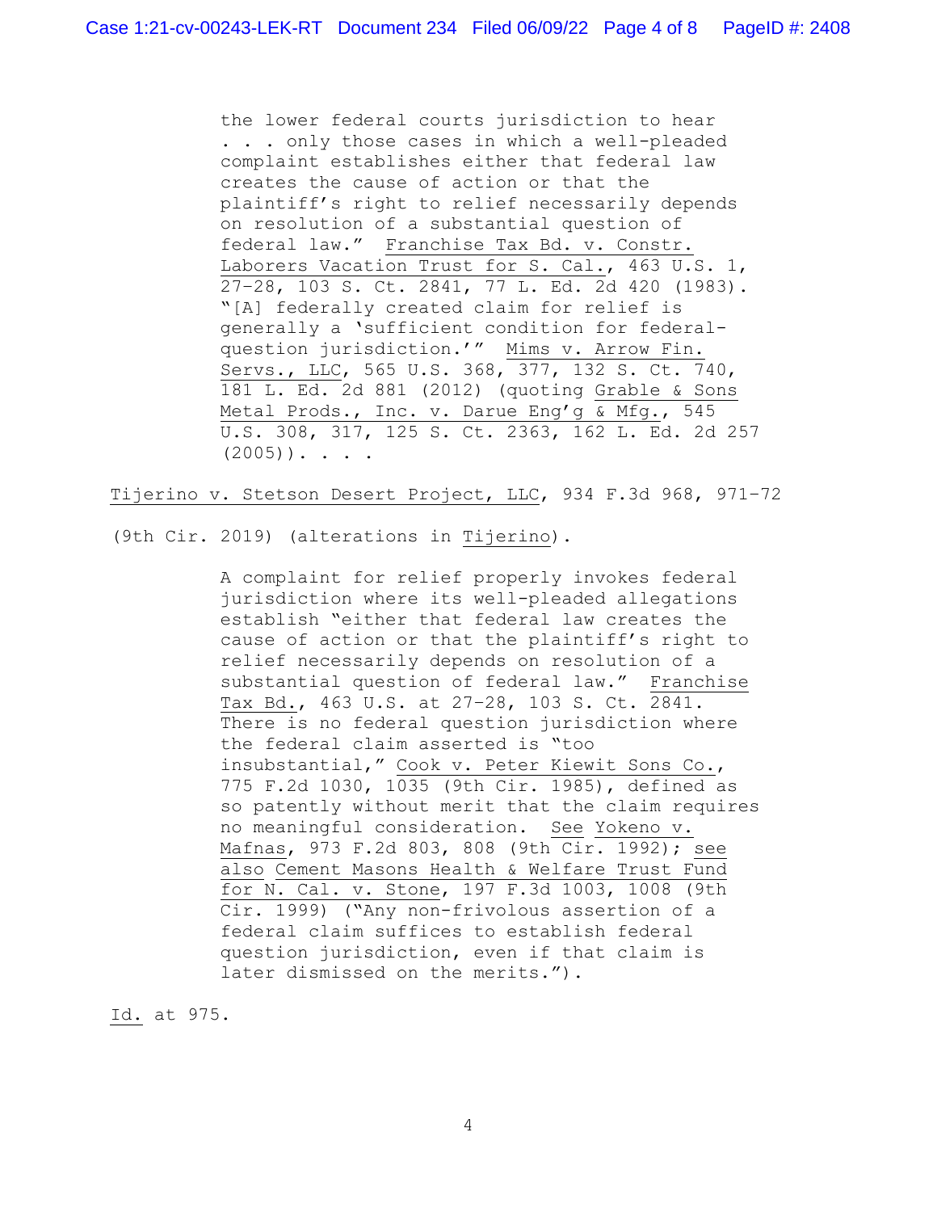> the lower federal courts jurisdiction to hear . . . only those cases in which a well-pleaded complaint establishes either that federal law creates the cause of action or that the plaintiff's right to relief necessarily depends on resolution of a substantial question of federal law." Franchise Tax Bd. v. Constr. Laborers Vacation Trust for S. Cal., 463 U.S. 1, 27–28, 103 S. Ct. 2841, 77 L. Ed. 2d 420 (1983). "[A] federally created claim for relief is generally a 'sufficient condition for federal-question jurisdiction.'" Mims v. Arrow Fin. Servs., LLC, 565 U.S. 368, 377, 132 S. Ct. 740, 181 L. Ed. 2d 881 (2012) (quoting Grable & Sons Metal Prods., Inc. v. Darue Eng'g & Mfg., 545 U.S. 308, 317, 125 S. Ct. 2363, 162 L. Ed. 2d 257 (2005)). . . .

Tijerino v. Stetson Desert Project, LLC, 934 F.3d 968, 971–72 (9th Cir. 2019) (alterations in Tijerino).

> A complaint for relief properly invokes federal jurisdiction where its well-pleaded allegations establish "either that federal law creates the cause of action or that the plaintiff's right to relief necessarily depends on resolution of a substantial question of federal law." Franchise Tax Bd., 463 U.S. at 27–28, 103 S. Ct. 2841. There is no federal question jurisdiction where the federal claim asserted is "too insubstantial," Cook v. Peter Kiewit Sons Co., 775 F.2d 1030, 1035 (9th Cir. 1985), defined as so patently without merit that the claim requires no meaningful consideration. See Yokeno v. Mafnas, 973 F.2d 803, 808 (9th Cir. 1992); see also Cement Masons Health & Welfare Trust Fund for N. Cal. v. Stone, 197 F.3d 1003, 1008 (9th Cir. 1999) ("Any non-frivolous assertion of a federal claim suffices to establish federal question jurisdiction, even if that claim is later dismissed on the merits.").

Id. at 975.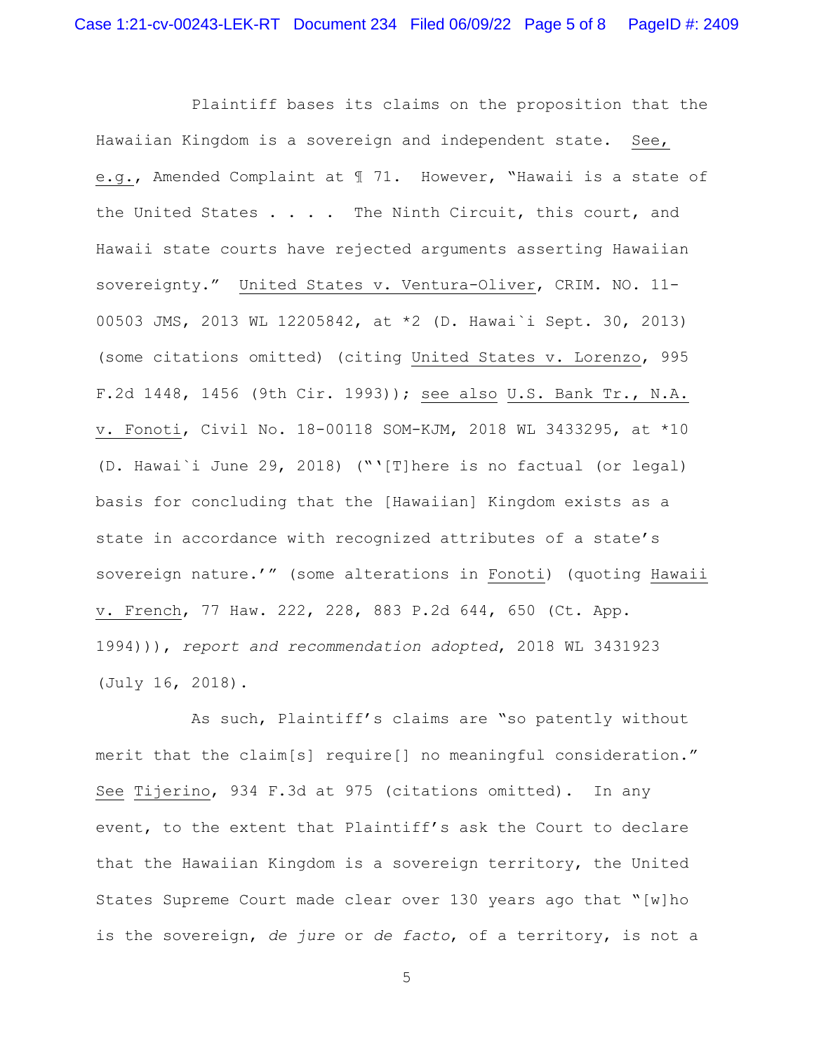Plaintiff bases its claims on the proposition that the Hawaiian Kingdom is a sovereign and independent state. See, e.g., Amended Complaint at ¶ 71. However, "Hawaii is a state of the United States . . . . The Ninth Circuit, this court, and Hawaii state courts have rejected arguments asserting Hawaiian sovereignty." United States v. Ventura-Oliver, CRIM. NO. 11-00503 JMS, 2013 WL 12205842, at *2 (D. Hawai`i Sept. 30, 2013) (some citations omitted) (citing United States v. Lorenzo, 995 F.2d 1448, 1456 (9th Cir. 1993)); see also U.S. Bank Tr., N.A. v. Fonoti, Civil No. 18-00118 SOM-KJM, 2018 WL 3433295, at *10 (D. Hawai`i June 29, 2018) ("'[T]here is no factual (or legal) basis for concluding that the [Hawaiian] Kingdom exists as a state in accordance with recognized attributes of a state's sovereign nature.'" (some alterations in Fonoti) (quoting Hawaii v. French, 77 Haw. 222, 228, 883 P.2d 644, 650 (Ct. App. 1994))), *report and recommendation adopted*, 2018 WL 3431923 (July 16, 2018).

As such, Plaintiff's claims are "so patently without merit that the claim[s] require[] no meaningful consideration." See Tijerino, 934 F.3d at 975 (citations omitted). In any event, to the extent that Plaintiff's ask the Court to declare that the Hawaiian Kingdom is a sovereign territory, the United States Supreme Court made clear over 130 years ago that "[w]ho is the sovereign, *de jure* or *de facto*, of a territory, is not a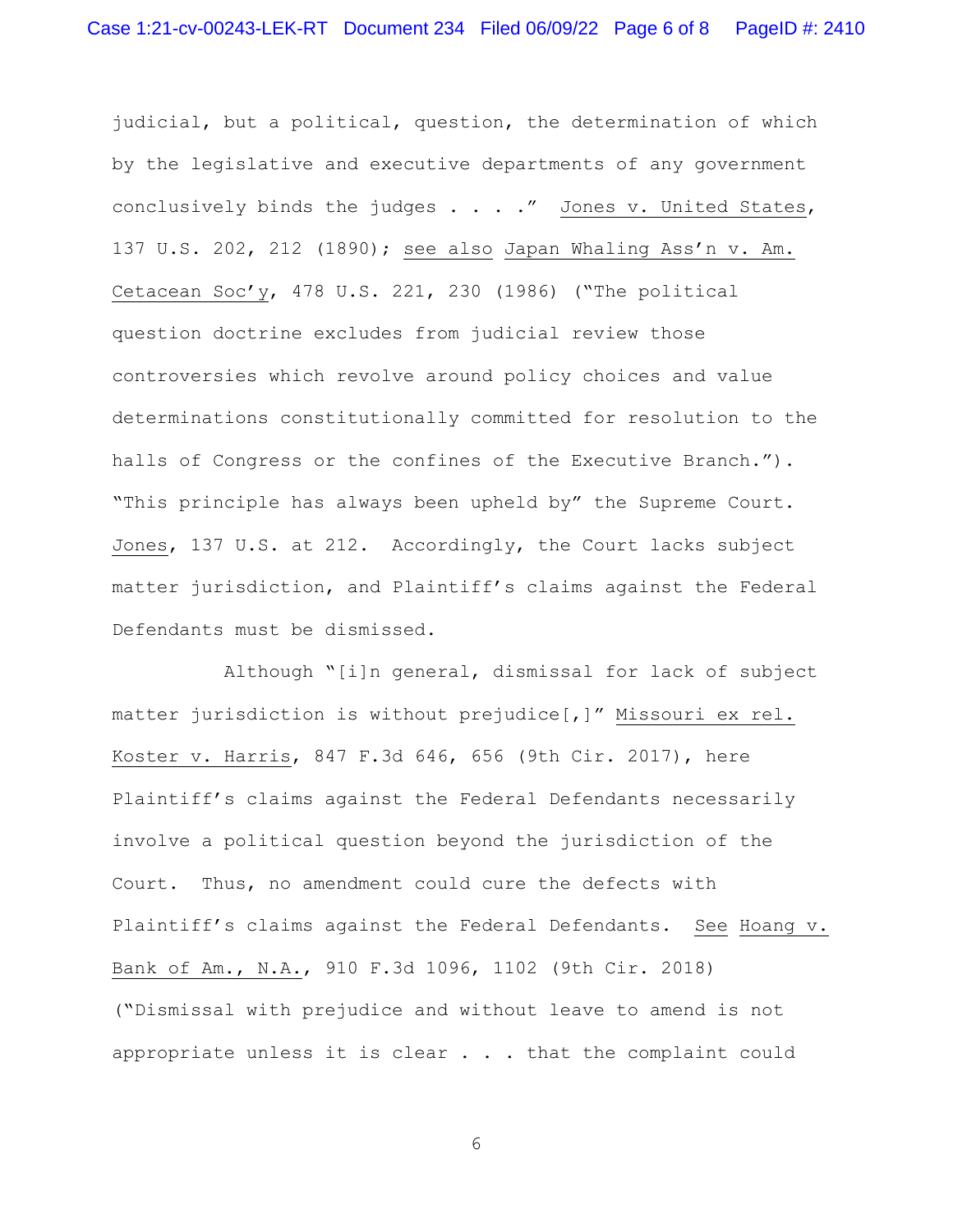judicial, but a political, question, the determination of which by the legislative and executive departments of any government conclusively binds the judges . . . ." Jones v. United States, 137 U.S. 202, 212 (1890); see also Japan Whaling Ass'n v. Am. Cetacean Soc'y, 478 U.S. 221, 230 (1986) ("The political question doctrine excludes from judicial review those controversies which revolve around policy choices and value determinations constitutionally committed for resolution to the halls of Congress or the confines of the Executive Branch."). "This principle has always been upheld by" the Supreme Court. Jones, 137 U.S. at 212. Accordingly, the Court lacks subject matter jurisdiction, and Plaintiff's claims against the Federal Defendants must be dismissed.

Although "[i]n general, dismissal for lack of subject matter jurisdiction is without prejudice[,]" Missouri ex rel. Koster v. Harris, 847 F.3d 646, 656 (9th Cir. 2017), here Plaintiff's claims against the Federal Defendants necessarily involve a political question beyond the jurisdiction of the Court. Thus, no amendment could cure the defects with Plaintiff's claims against the Federal Defendants. See Hoang v. Bank of Am., N.A., 910 F.3d 1096, 1102 (9th Cir. 2018) ("Dismissal with prejudice and without leave to amend is not appropriate unless it is clear . . . that the complaint could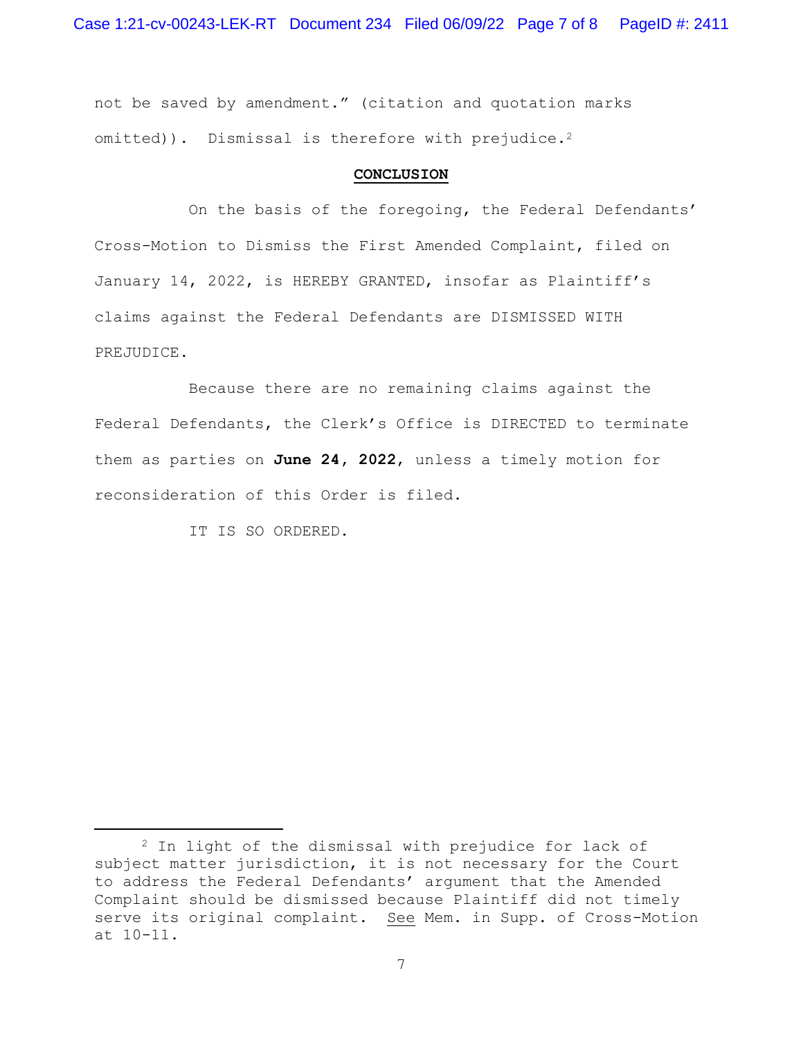not be saved by amendment." (citation and quotation marks omitted)). Dismissal is therefore with prejudice.[2]

## CONCLUSION

On the basis of the foregoing, the Federal Defendants' Cross-Motion to Dismiss the First Amended Complaint, filed on January 14, 2022, is HEREBY GRANTED, insofar as Plaintiff's claims against the Federal Defendants are DISMISSED WITH PREJUDICE.

Because there are no remaining claims against the Federal Defendants, the Clerk's Office is DIRECTED to terminate them as parties on **June 24, 2022**, unless a timely motion for reconsideration of this Order is filed.

IT IS SO ORDERED.

---

[2] In light of the dismissal with prejudice for lack of subject matter jurisdiction, it is not necessary for the Court to address the Federal Defendants' argument that the Amended Complaint should be dismissed because Plaintiff did not timely serve its original complaint. See Mem. in Supp. of Cross-Motion at 10-11.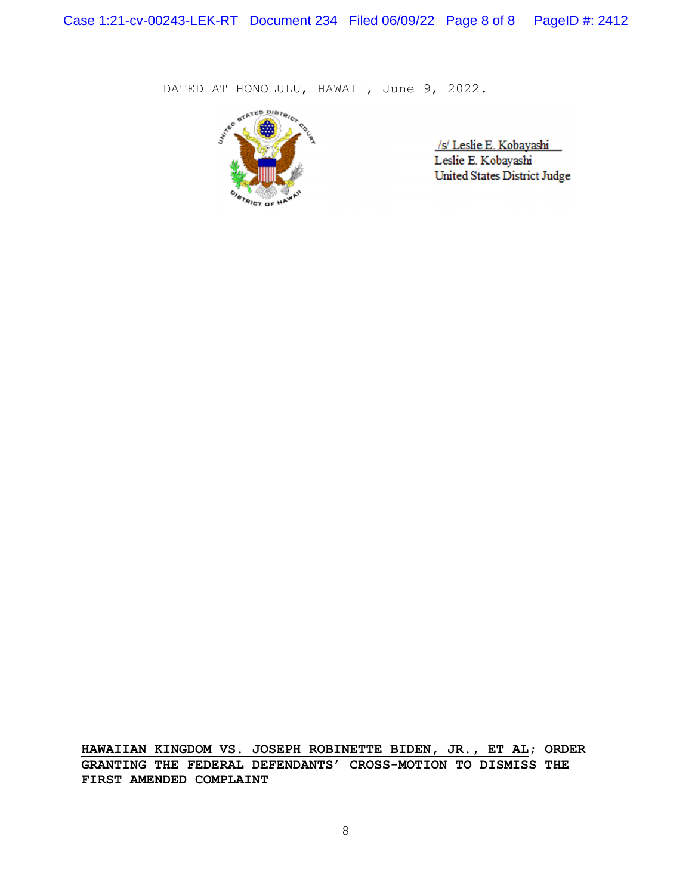DATED AT HONOLULU, HAWAII, June 9, 2022.

/s/ Leslie E. Kobayashi
Leslie E. Kobayashi
United States District Judge

**HAWAIIAN KINGDOM VS. JOSEPH ROBINETTE BIDEN, JR., ET AL; ORDER GRANTING THE FEDERAL DEFENDANTS' CROSS-MOTION TO DISMISS THE FIRST AMENDED COMPLAINT**